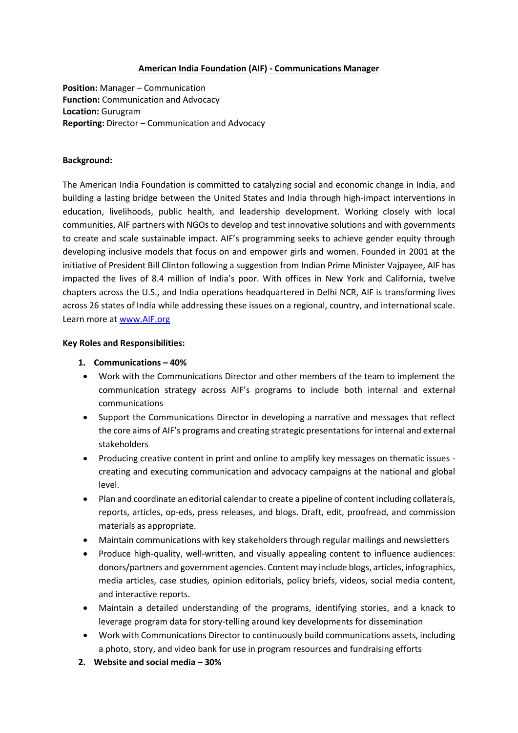# American India Foundation (AIF) - Communications Manager

**Position:** Manager – Communication
**Function:** Communication and Advocacy
**Location:** Gurugram
**Reporting:** Director – Communication and Advocacy

**Background:**

The American India Foundation is committed to catalyzing social and economic change in India, and building a lasting bridge between the United States and India through high-impact interventions in education, livelihoods, public health, and leadership development. Working closely with local communities, AIF partners with NGOs to develop and test innovative solutions and with governments to create and scale sustainable impact. AIF's programming seeks to achieve gender equity through developing inclusive models that focus on and empower girls and women. Founded in 2001 at the initiative of President Bill Clinton following a suggestion from Indian Prime Minister Vajpayee, AIF has impacted the lives of 8.4 million of India's poor. With offices in New York and California, twelve chapters across the U.S., and India operations headquartered in Delhi NCR, AIF is transforming lives across 26 states of India while addressing these issues on a regional, country, and international scale. Learn more at [www.AIF.org](www.AIF.org)

**Key Roles and Responsibilities:**

1. **Communications – 40%**
   - Work with the Communications Director and other members of the team to implement the communication strategy across AIF's programs to include both internal and external communications
   - Support the Communications Director in developing a narrative and messages that reflect the core aims of AIF's programs and creating strategic presentations for internal and external stakeholders
   - Producing creative content in print and online to amplify key messages on thematic issues - creating and executing communication and advocacy campaigns at the national and global level.
   - Plan and coordinate an editorial calendar to create a pipeline of content including collaterals, reports, articles, op-eds, press releases, and blogs. Draft, edit, proofread, and commission materials as appropriate.
   - Maintain communications with key stakeholders through regular mailings and newsletters
   - Produce high-quality, well-written, and visually appealing content to influence audiences: donors/partners and government agencies. Content may include blogs, articles, infographics, media articles, case studies, opinion editorials, policy briefs, videos, social media content, and interactive reports.
   - Maintain a detailed understanding of the programs, identifying stories, and a knack to leverage program data for story-telling around key developments for dissemination
   - Work with Communications Director to continuously build communications assets, including a photo, story, and video bank for use in program resources and fundraising efforts
2. **Website and social media – 30%**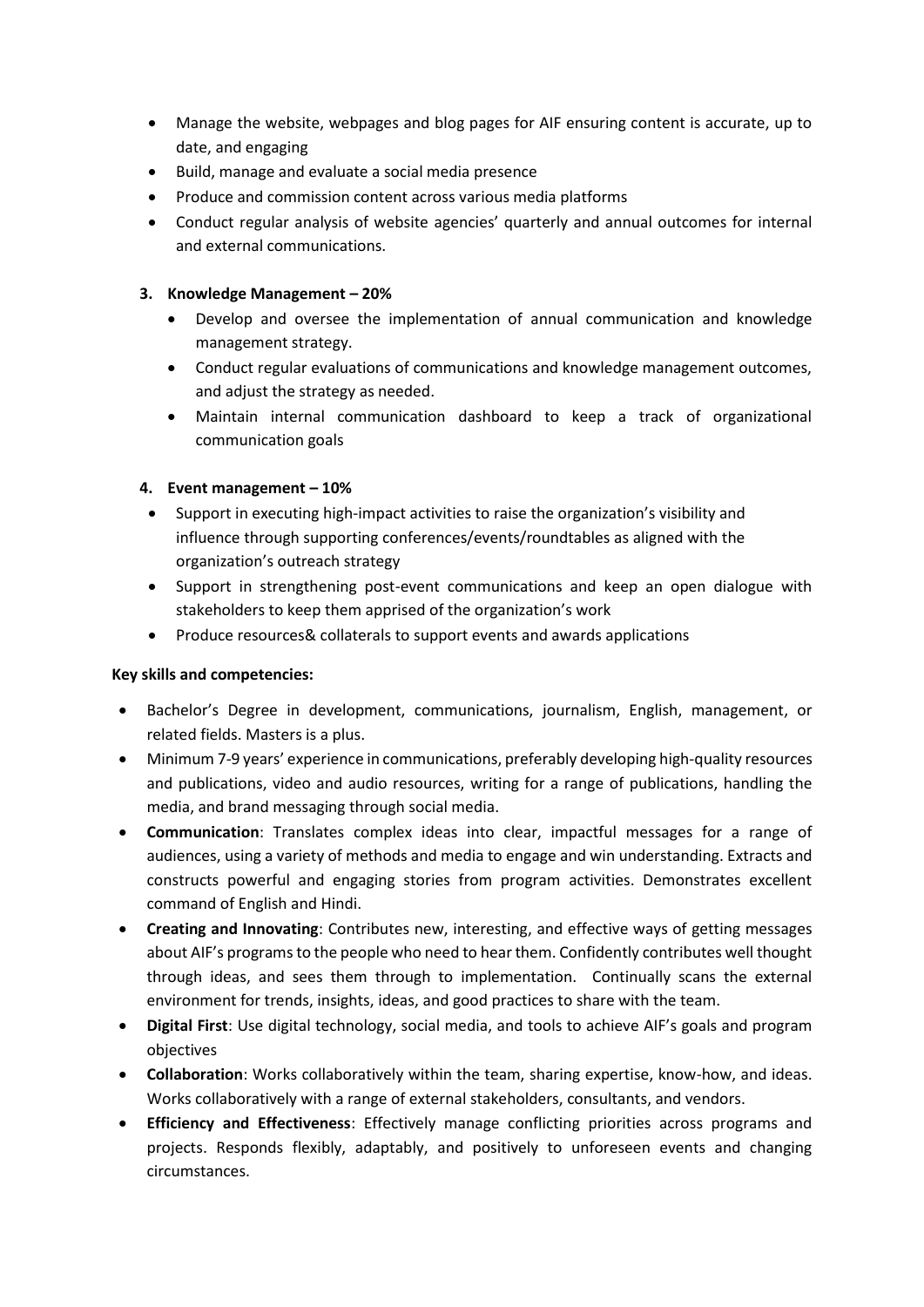- Manage the website, webpages and blog pages for AIF ensuring content is accurate, up to date, and engaging
- Build, manage and evaluate a social media presence
- Produce and commission content across various media platforms
- Conduct regular analysis of website agencies' quarterly and annual outcomes for internal and external communications.

3. **Knowledge Management – 20%**
   - Develop and oversee the implementation of annual communication and knowledge management strategy.
   - Conduct regular evaluations of communications and knowledge management outcomes, and adjust the strategy as needed.
   - Maintain internal communication dashboard to keep a track of organizational communication goals

4. **Event management – 10%**
   - Support in executing high-impact activities to raise the organization's visibility and influence through supporting conferences/events/roundtables as aligned with the organization's outreach strategy
   - Support in strengthening post-event communications and keep an open dialogue with stakeholders to keep them apprised of the organization's work
   - Produce resources& collaterals to support events and awards applications

**Key skills and competencies:**

- Bachelor's Degree in development, communications, journalism, English, management, or related fields. Masters is a plus.
- Minimum 7-9 years' experience in communications, preferably developing high-quality resources and publications, video and audio resources, writing for a range of publications, handling the media, and brand messaging through social media.
- **Communication**: Translates complex ideas into clear, impactful messages for a range of audiences, using a variety of methods and media to engage and win understanding. Extracts and constructs powerful and engaging stories from program activities. Demonstrates excellent command of English and Hindi.
- **Creating and Innovating**: Contributes new, interesting, and effective ways of getting messages about AIF's programs to the people who need to hear them. Confidently contributes well thought through ideas, and sees them through to implementation. Continually scans the external environment for trends, insights, ideas, and good practices to share with the team.
- **Digital First**: Use digital technology, social media, and tools to achieve AIF's goals and program objectives
- **Collaboration**: Works collaboratively within the team, sharing expertise, know-how, and ideas. Works collaboratively with a range of external stakeholders, consultants, and vendors.
- **Efficiency and Effectiveness**: Effectively manage conflicting priorities across programs and projects. Responds flexibly, adaptably, and positively to unforeseen events and changing circumstances.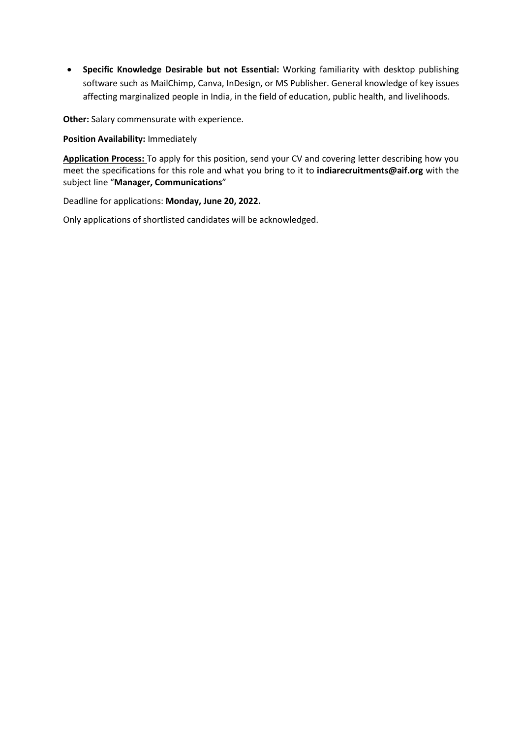- **Specific Knowledge Desirable but not Essential:** Working familiarity with desktop publishing software such as MailChimp, Canva, InDesign, or MS Publisher. General knowledge of key issues affecting marginalized people in India, in the field of education, public health, and livelihoods.

**Other:** Salary commensurate with experience.

**Position Availability:** Immediately

**Application Process:** To apply for this position, send your CV and covering letter describing how you meet the specifications for this role and what you bring to it to **indiarecruitments@aif.org** with the subject line "**Manager, Communications**"

Deadline for applications: **Monday, June 20, 2022.**

Only applications of shortlisted candidates will be acknowledged.